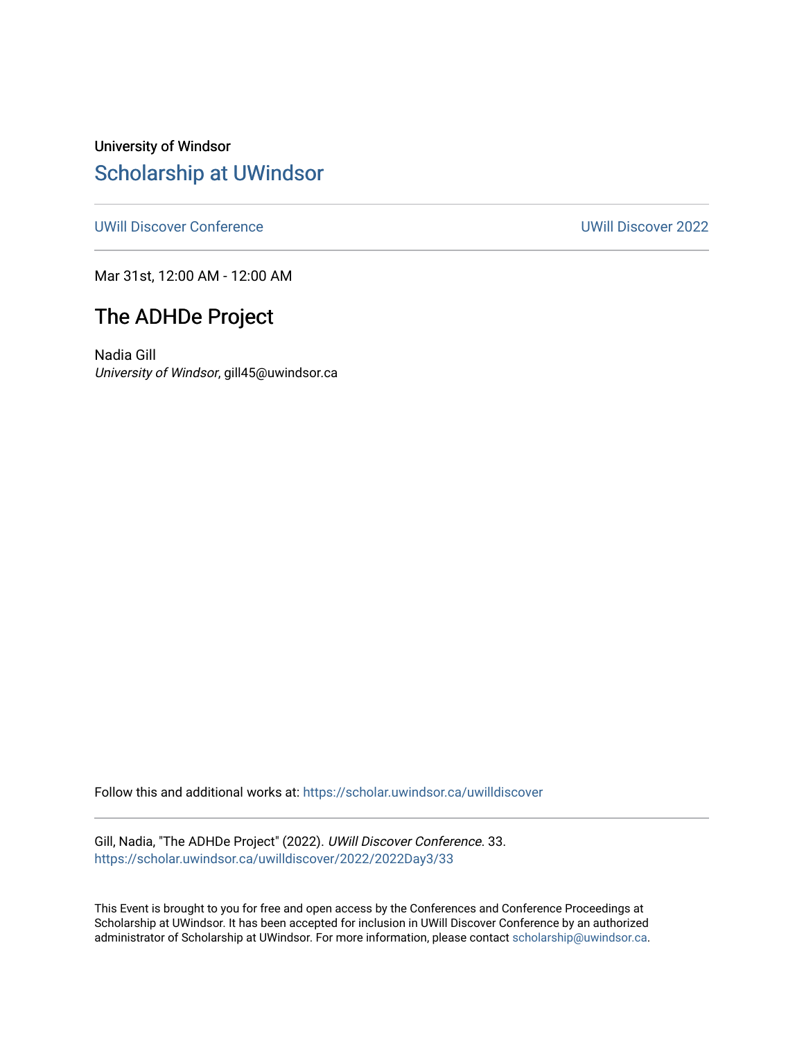University of Windsor

## Scholarship at UWindsor

UWill Discover Conference | UWill Discover 2022

Mar 31st, 12:00 AM - 12:00 AM

# The ADHDe Project

Nadia Gill
*University of Windsor*, gill45@uwindsor.ca

Follow this and additional works at: https://scholar.uwindsor.ca/uwilldiscover

Gill, Nadia, "The ADHDe Project" (2022). *UWill Discover Conference*. 33.
https://scholar.uwindsor.ca/uwilldiscover/2022/2022Day3/33

This Event is brought to you for free and open access by the Conferences and Conference Proceedings at Scholarship at UWindsor. It has been accepted for inclusion in UWill Discover Conference by an authorized administrator of Scholarship at UWindsor. For more information, please contact scholarship@uwindsor.ca.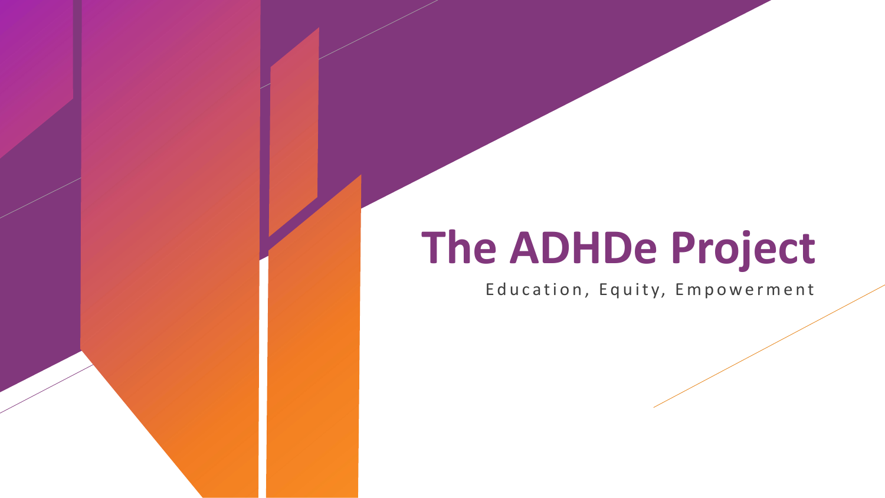# The ADHDe Project

Education, Equity, Empowerment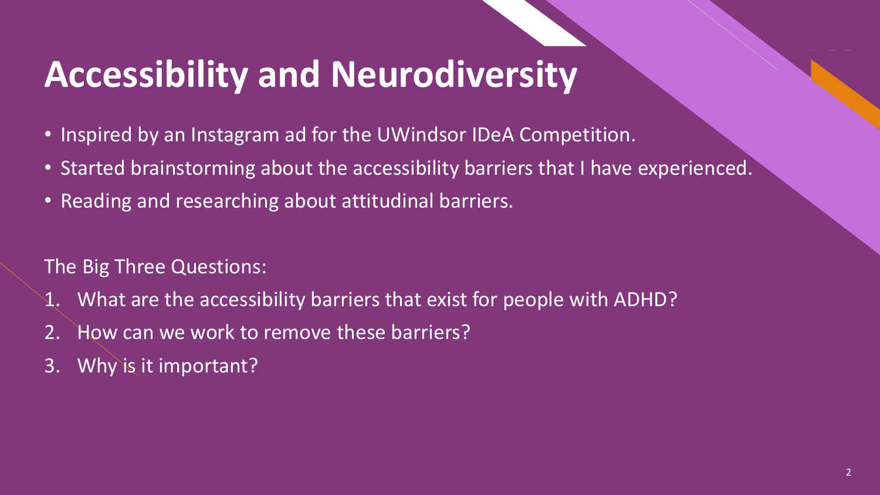# Accessibility and Neurodiversity

- Inspired by an Instagram ad for the UWindsor IDeA Competition.
- Started brainstorming about the accessibility barriers that I have experienced.
- Reading and researching about attitudinal barriers.

The Big Three Questions:

1. What are the accessibility barriers that exist for people with ADHD?
2. How can we work to remove these barriers?
3. Why is it important?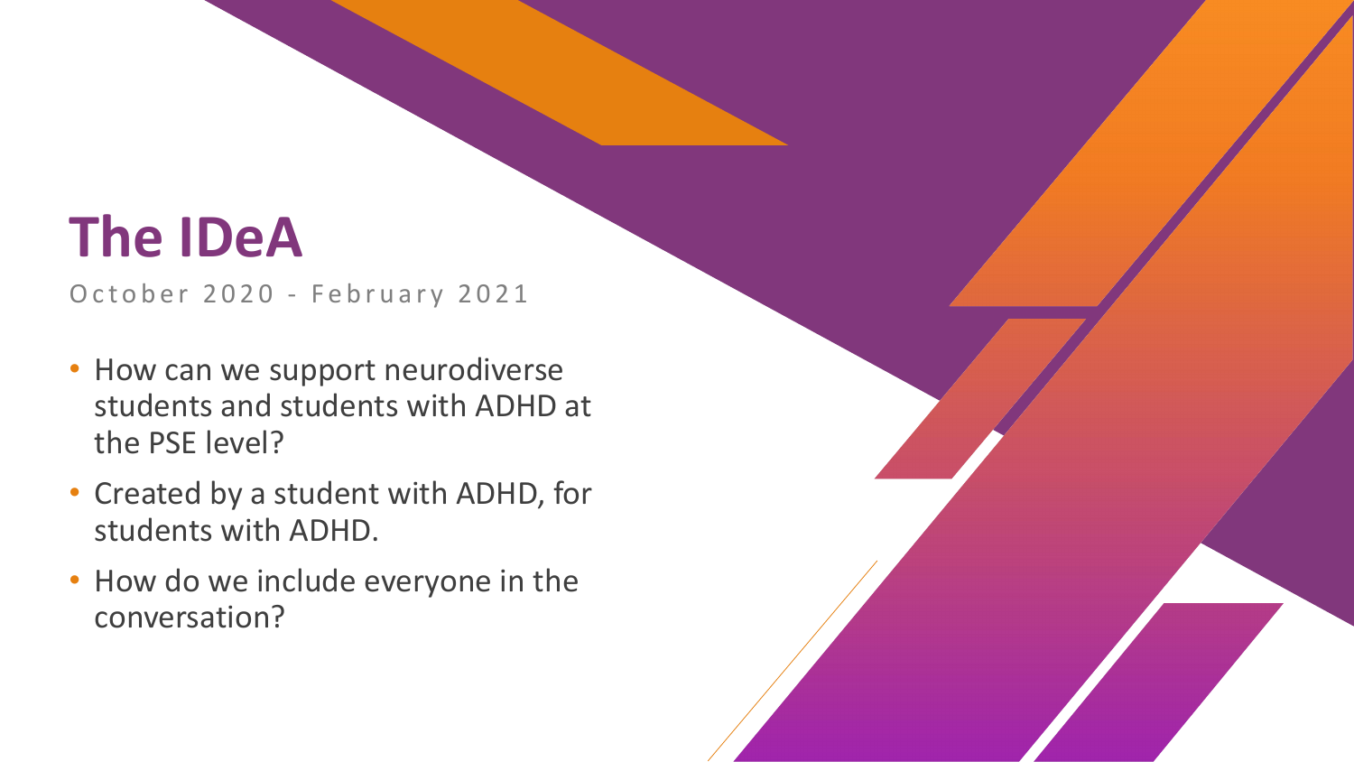# The IDeA

October 2020 - February 2021

- How can we support neurodiverse students and students with ADHD at the PSE level?
- Created by a student with ADHD, for students with ADHD.
- How do we include everyone in the conversation?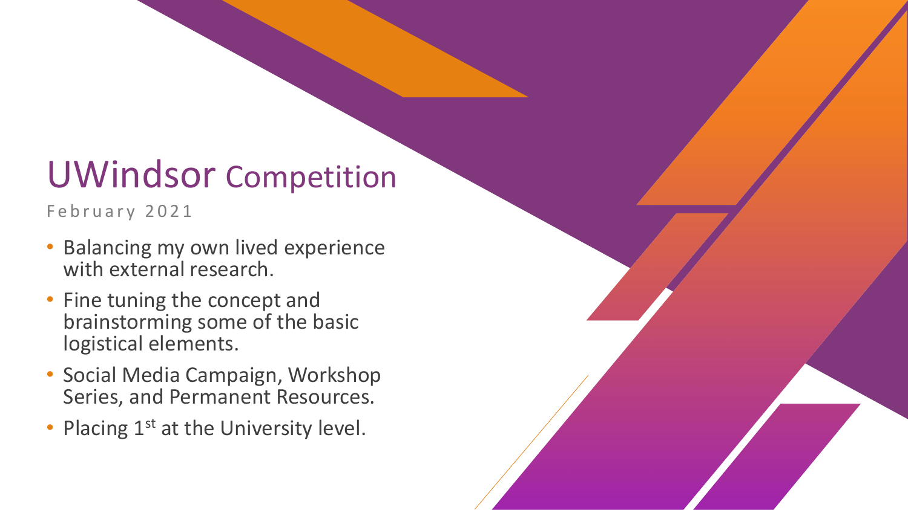# UWindsor Competition

February 2021

- Balancing my own lived experience with external research.
- Fine tuning the concept and brainstorming some of the basic logistical elements.
- Social Media Campaign, Workshop Series, and Permanent Resources.
- Placing 1st at the University level.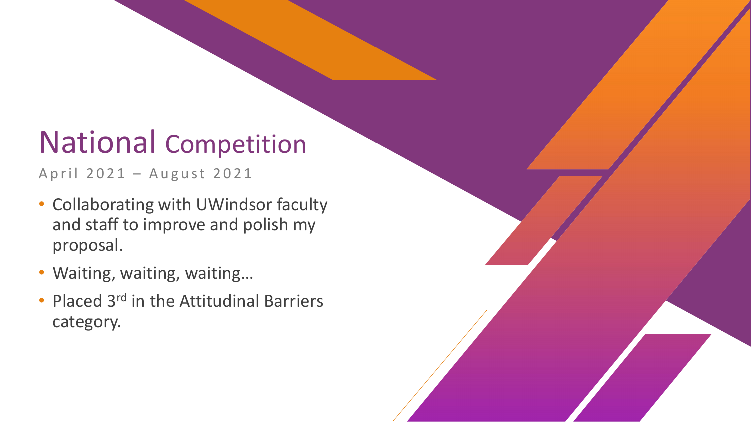# National Competition

April 2021 – August 2021

- Collaborating with UWindsor faculty and staff to improve and polish my proposal.
- Waiting, waiting, waiting…
- Placed 3rd in the Attitudinal Barriers category.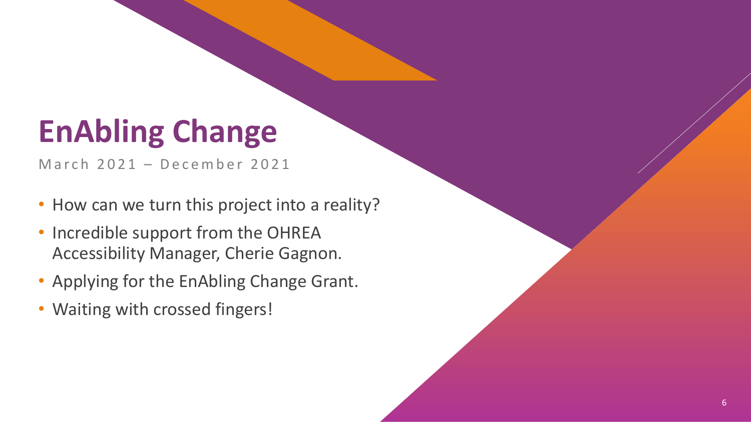# EnAbling Change

March 2021 – December 2021

- How can we turn this project into a reality?
- Incredible support from the OHREA Accessibility Manager, Cherie Gagnon.
- Applying for the EnAbling Change Grant.
- Waiting with crossed fingers!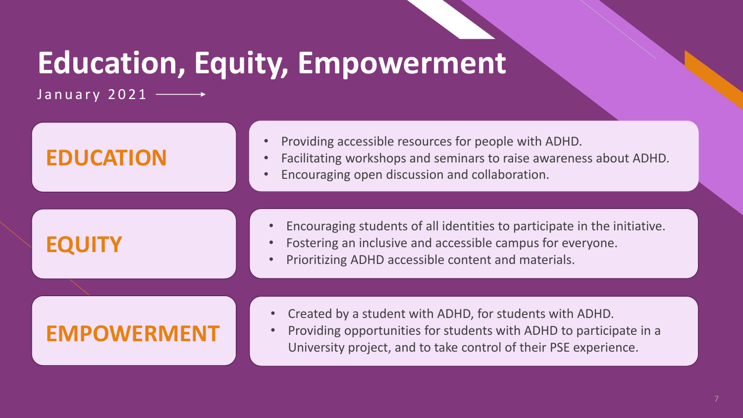# Education, Equity, Empowerment

January 2021

## EDUCATION

- Providing accessible resources for people with ADHD.
- Facilitating workshops and seminars to raise awareness about ADHD.
- Encouraging open discussion and collaboration.

## EQUITY

- Encouraging students of all identities to participate in the initiative.
- Fostering an inclusive and accessible campus for everyone.
- Prioritizing ADHD accessible content and materials.

## EMPOWERMENT

- Created by a student with ADHD, for students with ADHD.
- Providing opportunities for students with ADHD to participate in a University project, and to take control of their PSE experience.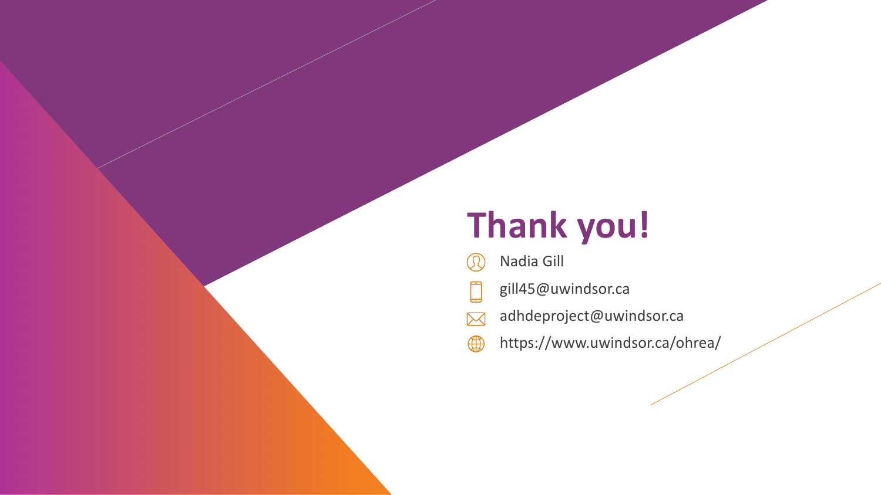# Thank you!

- Nadia Gill
- gill45@uwindsor.ca
- adhdeproject@uwindsor.ca
- https://www.uwindsor.ca/ohrea/